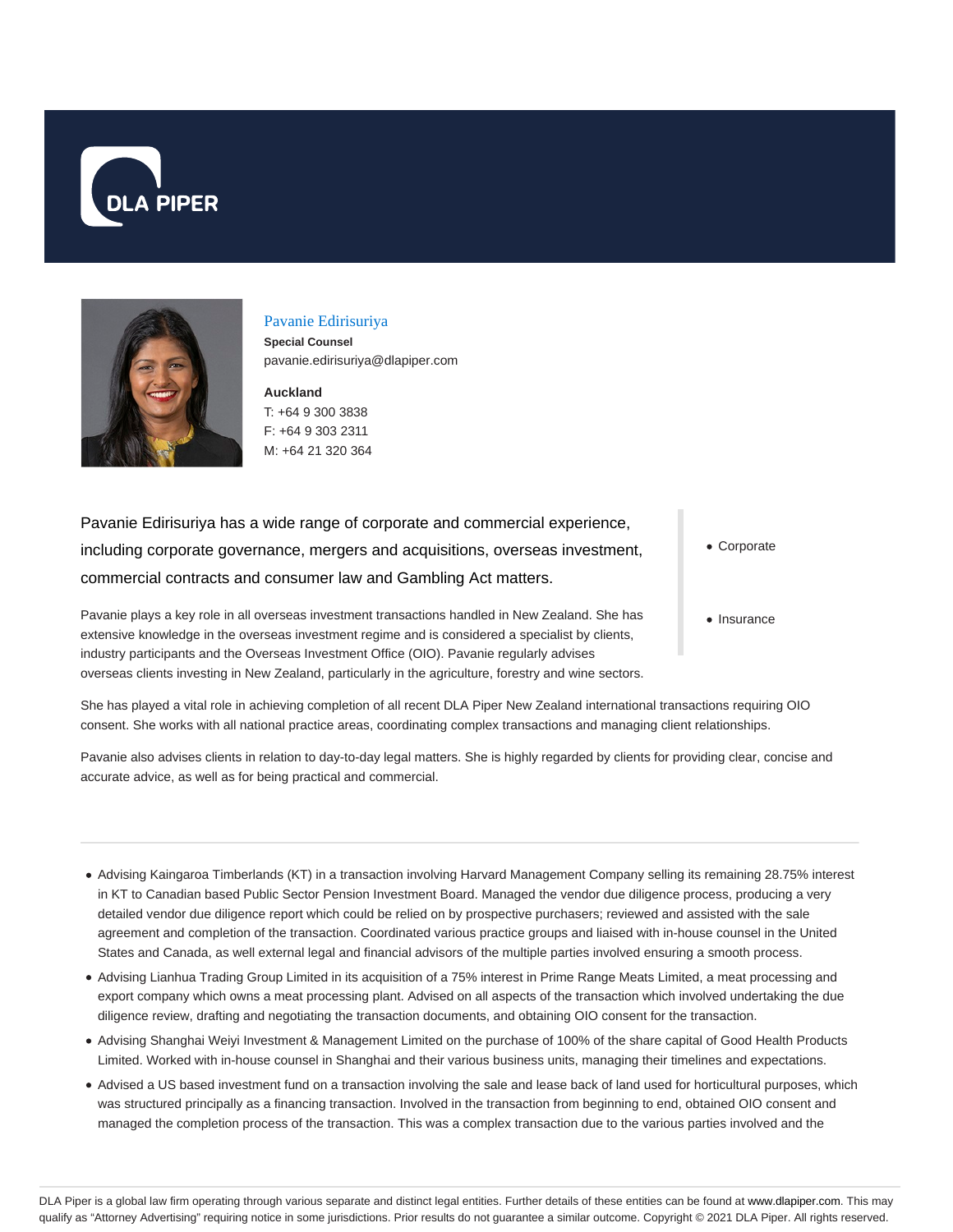# Pavanie Edirisuriya

**Special Counsel**

pavanie.edirisuriya@dlapiper.com

**Auckland**

T: +64 9 300 3838

F: +64 9 303 2311

M: +64 21 320 364

- Corporate
- Insurance

Pavanie Edirisuriya has a wide range of corporate and commercial experience, including corporate governance, mergers and acquisitions, overseas investment, commercial contracts and consumer law and Gambling Act matters.

Pavanie plays a key role in all overseas investment transactions handled in New Zealand. She has extensive knowledge in the overseas investment regime and is considered a specialist by clients, industry participants and the Overseas Investment Office (OIO). Pavanie regularly advises overseas clients investing in New Zealand, particularly in the agriculture, forestry and wine sectors.

She has played a vital role in achieving completion of all recent DLA Piper New Zealand international transactions requiring OIO consent. She works with all national practice areas, coordinating complex transactions and managing client relationships.

Pavanie also advises clients in relation to day-to-day legal matters. She is highly regarded by clients for providing clear, concise and accurate advice, as well as for being practical and commercial.

---

- Advising Kaingaroa Timberlands (KT) in a transaction involving Harvard Management Company selling its remaining 28.75% interest in KT to Canadian based Public Sector Pension Investment Board. Managed the vendor due diligence process, producing a very detailed vendor due diligence report which could be relied on by prospective purchasers; reviewed and assisted with the sale agreement and completion of the transaction. Coordinated various practice groups and liaised with in-house counsel in the United States and Canada, as well external legal and financial advisors of the multiple parties involved ensuring a smooth process.
- Advising Lianhua Trading Group Limited in its acquisition of a 75% interest in Prime Range Meats Limited, a meat processing and export company which owns a meat processing plant. Advised on all aspects of the transaction which involved undertaking the due diligence review, drafting and negotiating the transaction documents, and obtaining OIO consent for the transaction.
- Advising Shanghai Weiyi Investment & Management Limited on the purchase of 100% of the share capital of Good Health Products Limited. Worked with in-house counsel in Shanghai and their various business units, managing their timelines and expectations.
- Advised a US based investment fund on a transaction involving the sale and lease back of land used for horticultural purposes, which was structured principally as a financing transaction. Involved in the transaction from beginning to end, obtained OIO consent and managed the completion process of the transaction. This was a complex transaction due to the various parties involved and the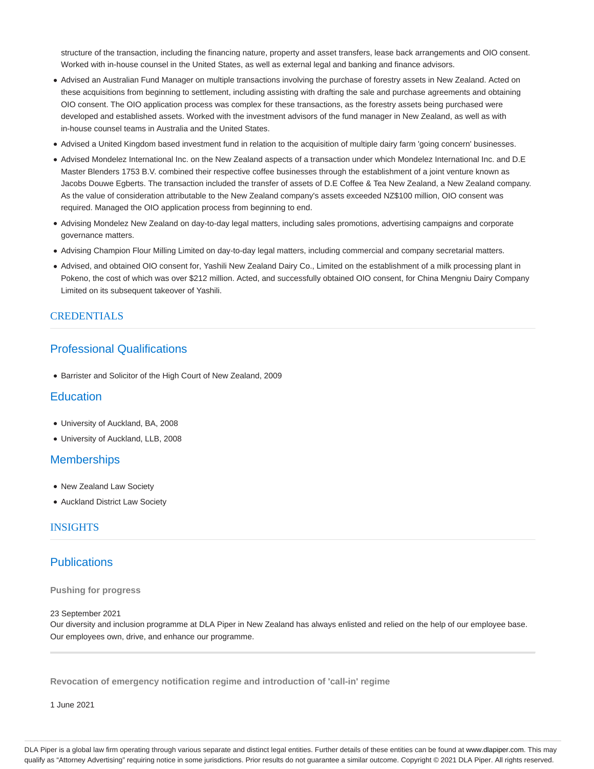structure of the transaction, including the financing nature, property and asset transfers, lease back arrangements and OIO consent. Worked with in-house counsel in the United States, as well as external legal and banking and finance advisors.

- Advised an Australian Fund Manager on multiple transactions involving the purchase of forestry assets in New Zealand. Acted on these acquisitions from beginning to settlement, including assisting with drafting the sale and purchase agreements and obtaining OIO consent. The OIO application process was complex for these transactions, as the forestry assets being purchased were developed and established assets. Worked with the investment advisors of the fund manager in New Zealand, as well as with in-house counsel teams in Australia and the United States.
- Advised a United Kingdom based investment fund in relation to the acquisition of multiple dairy farm 'going concern' businesses.
- Advised Mondelez International Inc. on the New Zealand aspects of a transaction under which Mondelez International Inc. and D.E Master Blenders 1753 B.V. combined their respective coffee businesses through the establishment of a joint venture known as Jacobs Douwe Egberts. The transaction included the transfer of assets of D.E Coffee & Tea New Zealand, a New Zealand company. As the value of consideration attributable to the New Zealand company's assets exceeded NZ$100 million, OIO consent was required. Managed the OIO application process from beginning to end.
- Advising Mondelez New Zealand on day-to-day legal matters, including sales promotions, advertising campaigns and corporate governance matters.
- Advising Champion Flour Milling Limited on day-to-day legal matters, including commercial and company secretarial matters.
- Advised, and obtained OIO consent for, Yashili New Zealand Dairy Co., Limited on the establishment of a milk processing plant in Pokeno, the cost of which was over $212 million. Acted, and successfully obtained OIO consent, for China Mengniu Dairy Company Limited on its subsequent takeover of Yashili.

## CREDENTIALS

### Professional Qualifications

- Barrister and Solicitor of the High Court of New Zealand, 2009

### Education

- University of Auckland, BA, 2008
- University of Auckland, LLB, 2008

### Memberships

- New Zealand Law Society
- Auckland District Law Society

## INSIGHTS

### Publications

**Pushing for progress**

23 September 2021
Our diversity and inclusion programme at DLA Piper in New Zealand has always enlisted and relied on the help of our employee base. Our employees own, drive, and enhance our programme.

**Revocation of emergency notification regime and introduction of 'call-in' regime**

1 June 2021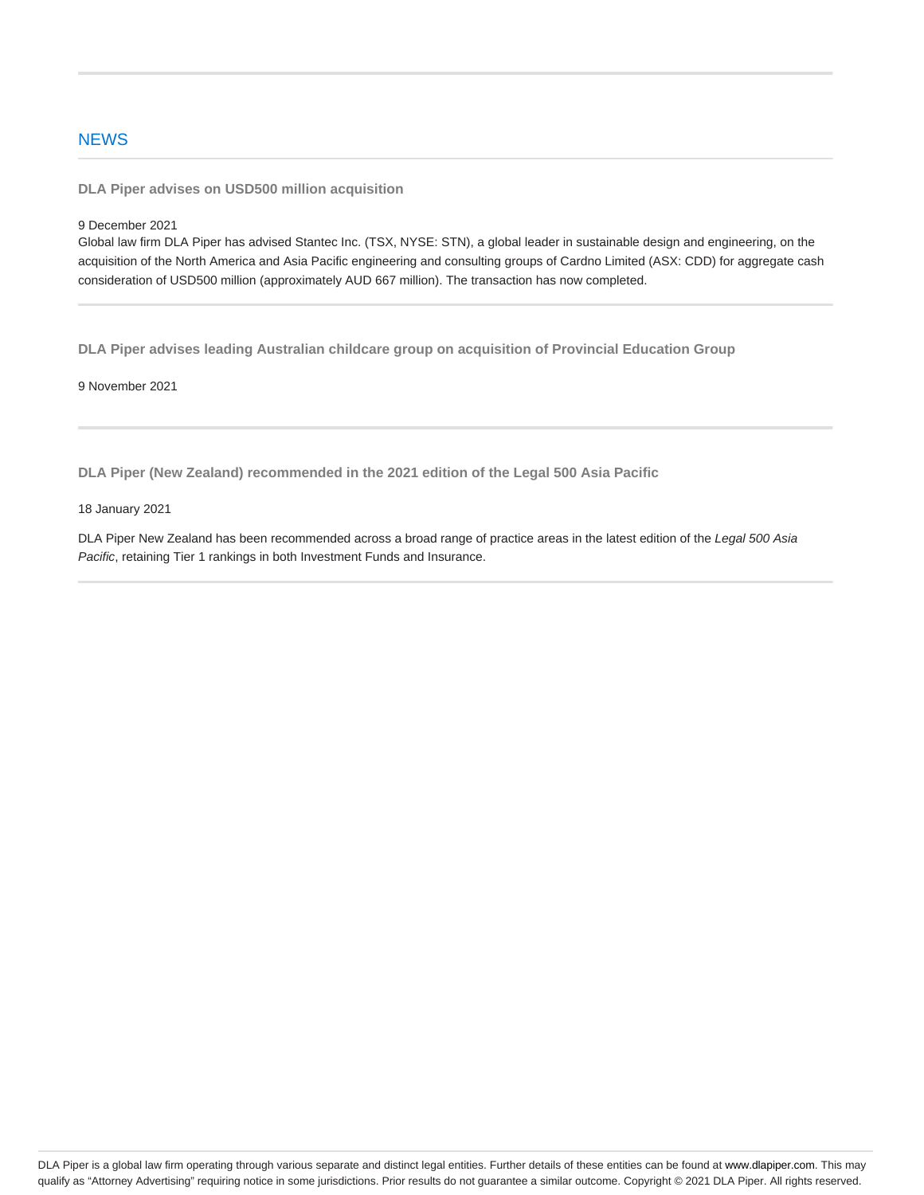## NEWS

**DLA Piper advises on USD500 million acquisition**

9 December 2021

Global law firm DLA Piper has advised Stantec Inc. (TSX, NYSE: STN), a global leader in sustainable design and engineering, on the acquisition of the North America and Asia Pacific engineering and consulting groups of Cardno Limited (ASX: CDD) for aggregate cash consideration of USD500 million (approximately AUD 667 million). The transaction has now completed.

**DLA Piper advises leading Australian childcare group on acquisition of Provincial Education Group**

9 November 2021

**DLA Piper (New Zealand) recommended in the 2021 edition of the Legal 500 Asia Pacific**

18 January 2021

DLA Piper New Zealand has been recommended across a broad range of practice areas in the latest edition of the *Legal 500 Asia Pacific*, retaining Tier 1 rankings in both Investment Funds and Insurance.

DLA Piper is a global law firm operating through various separate and distinct legal entities. Further details of these entities can be found at www.dlapiper.com. This may qualify as "Attorney Advertising" requiring notice in some jurisdictions. Prior results do not guarantee a similar outcome. Copyright © 2021 DLA Piper. All rights reserved.